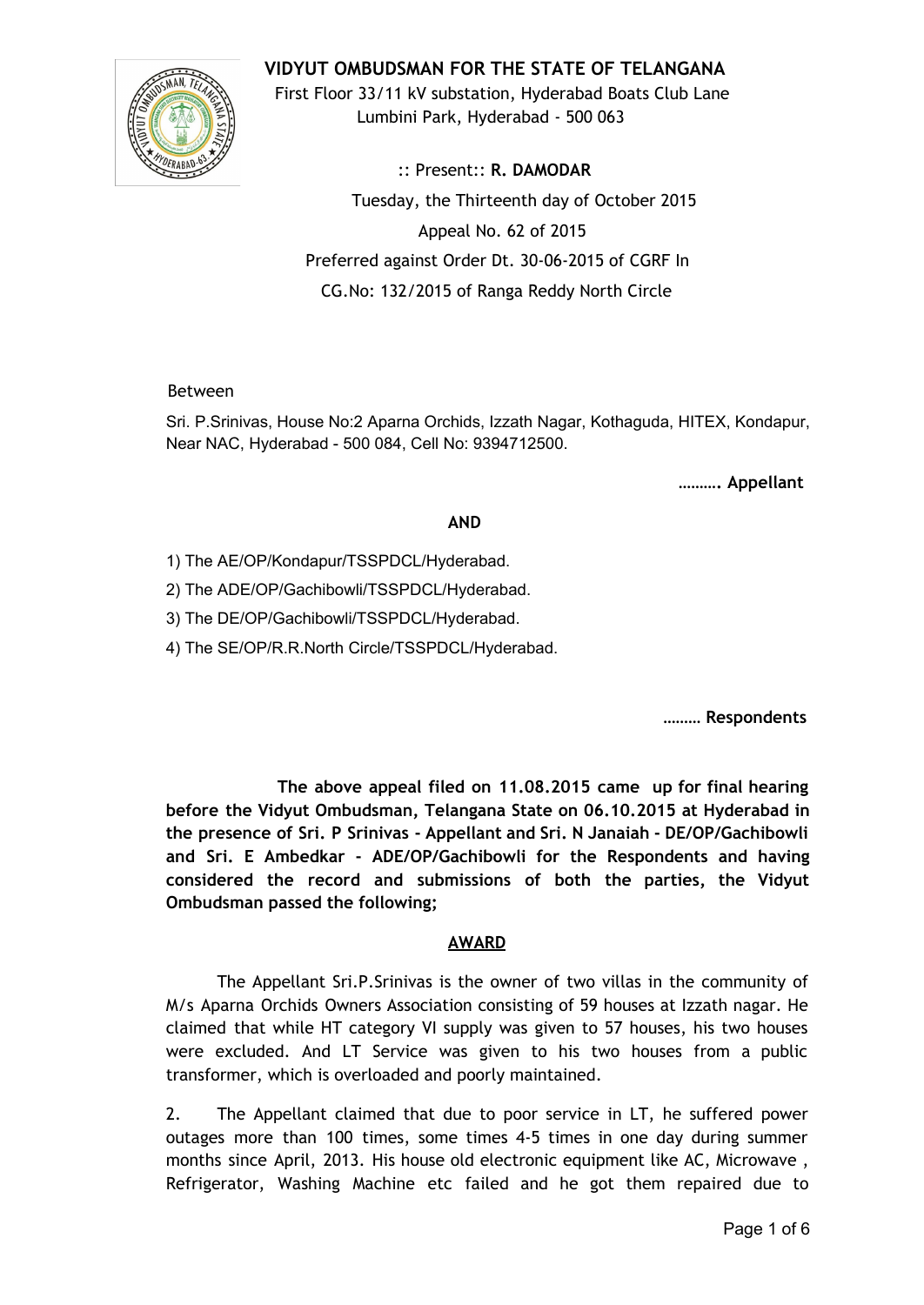# VIDYUT OMBUDSMAN FOR THE STATE OF TELANGANA

First Floor 33/11 kV substation, Hyderabad Boats Club Lane
Lumbini Park, Hyderabad - 500 063

:: Present:: **R. DAMODAR**

Tuesday, the Thirteenth day of October 2015

Appeal No. 62 of 2015

Preferred against Order Dt. 30-06-2015 of CGRF In
CG.No: 132/2015 of Ranga Reddy North Circle

Between

Sri. P.Srinivas, House No:2 Aparna Orchids, Izzath Nagar, Kothaguda, HITEX, Kondapur, Near NAC, Hyderabad - 500 084, Cell No: 9394712500.

**………. Appellant**

**AND**

1) The AE/OP/Kondapur/TSSPDCL/Hyderabad.
2) The ADE/OP/Gachibowli/TSSPDCL/Hyderabad.
3) The DE/OP/Gachibowli/TSSPDCL/Hyderabad.
4) The SE/OP/R.R.North Circle/TSSPDCL/Hyderabad.

**……… Respondents**

**The above appeal filed on 11.08.2015 came up for final hearing before the Vidyut Ombudsman, Telangana State on 06.10.2015 at Hyderabad in the presence of Sri. P Srinivas - Appellant and Sri. N Janaiah - DE/OP/Gachibowli and Sri. E Ambedkar - ADE/OP/Gachibowli for the Respondents and having considered the record and submissions of both the parties, the Vidyut Ombudsman passed the following;**

## AWARD

The Appellant Sri.P.Srinivas is the owner of two villas in the community of M/s Aparna Orchids Owners Association consisting of 59 houses at Izzath nagar. He claimed that while HT category VI supply was given to 57 houses, his two houses were excluded. And LT Service was given to his two houses from a public transformer, which is overloaded and poorly maintained.

2. The Appellant claimed that due to poor service in LT, he suffered power outages more than 100 times, some times 4-5 times in one day during summer months since April, 2013. His house old electronic equipment like AC, Microwave , Refrigerator, Washing Machine etc failed and he got them repaired due to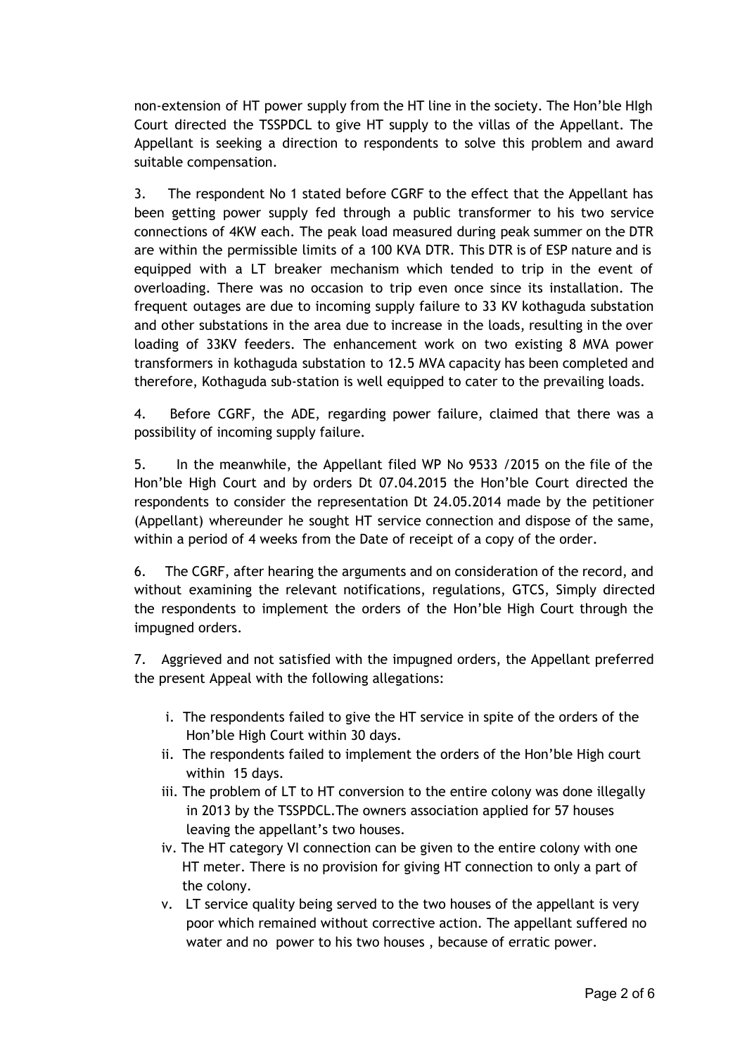non-extension of HT power supply from the HT line in the society. The Hon'ble HIgh Court directed the TSSPDCL to give HT supply to the villas of the Appellant. The Appellant is seeking a direction to respondents to solve this problem and award suitable compensation.

3. The respondent No 1 stated before CGRF to the effect that the Appellant has been getting power supply fed through a public transformer to his two service connections of 4KW each. The peak load measured during peak summer on the DTR are within the permissible limits of a 100 KVA DTR. This DTR is of ESP nature and is equipped with a LT breaker mechanism which tended to trip in the event of overloading. There was no occasion to trip even once since its installation. The frequent outages are due to incoming supply failure to 33 KV kothaguda substation and other substations in the area due to increase in the loads, resulting in the over loading of 33KV feeders. The enhancement work on two existing 8 MVA power transformers in kothaguda substation to 12.5 MVA capacity has been completed and therefore, Kothaguda sub-station is well equipped to cater to the prevailing loads.

4. Before CGRF, the ADE, regarding power failure, claimed that there was a possibility of incoming supply failure.

5. In the meanwhile, the Appellant filed WP No 9533 /2015 on the file of the Hon'ble High Court and by orders Dt 07.04.2015 the Hon'ble Court directed the respondents to consider the representation Dt 24.05.2014 made by the petitioner (Appellant) whereunder he sought HT service connection and dispose of the same, within a period of 4 weeks from the Date of receipt of a copy of the order.

6. The CGRF, after hearing the arguments and on consideration of the record, and without examining the relevant notifications, regulations, GTCS, Simply directed the respondents to implement the orders of the Hon'ble High Court through the impugned orders.

7. Aggrieved and not satisfied with the impugned orders, the Appellant preferred the present Appeal with the following allegations:

i. The respondents failed to give the HT service in spite of the orders of the Hon'ble High Court within 30 days.
ii. The respondents failed to implement the orders of the Hon'ble High court within 15 days.
iii. The problem of LT to HT conversion to the entire colony was done illegally in 2013 by the TSSPDCL.The owners association applied for 57 houses leaving the appellant's two houses.
iv. The HT category VI connection can be given to the entire colony with one HT meter. There is no provision for giving HT connection to only a part of the colony.
v. LT service quality being served to the two houses of the appellant is very poor which remained without corrective action. The appellant suffered no water and no power to his two houses , because of erratic power.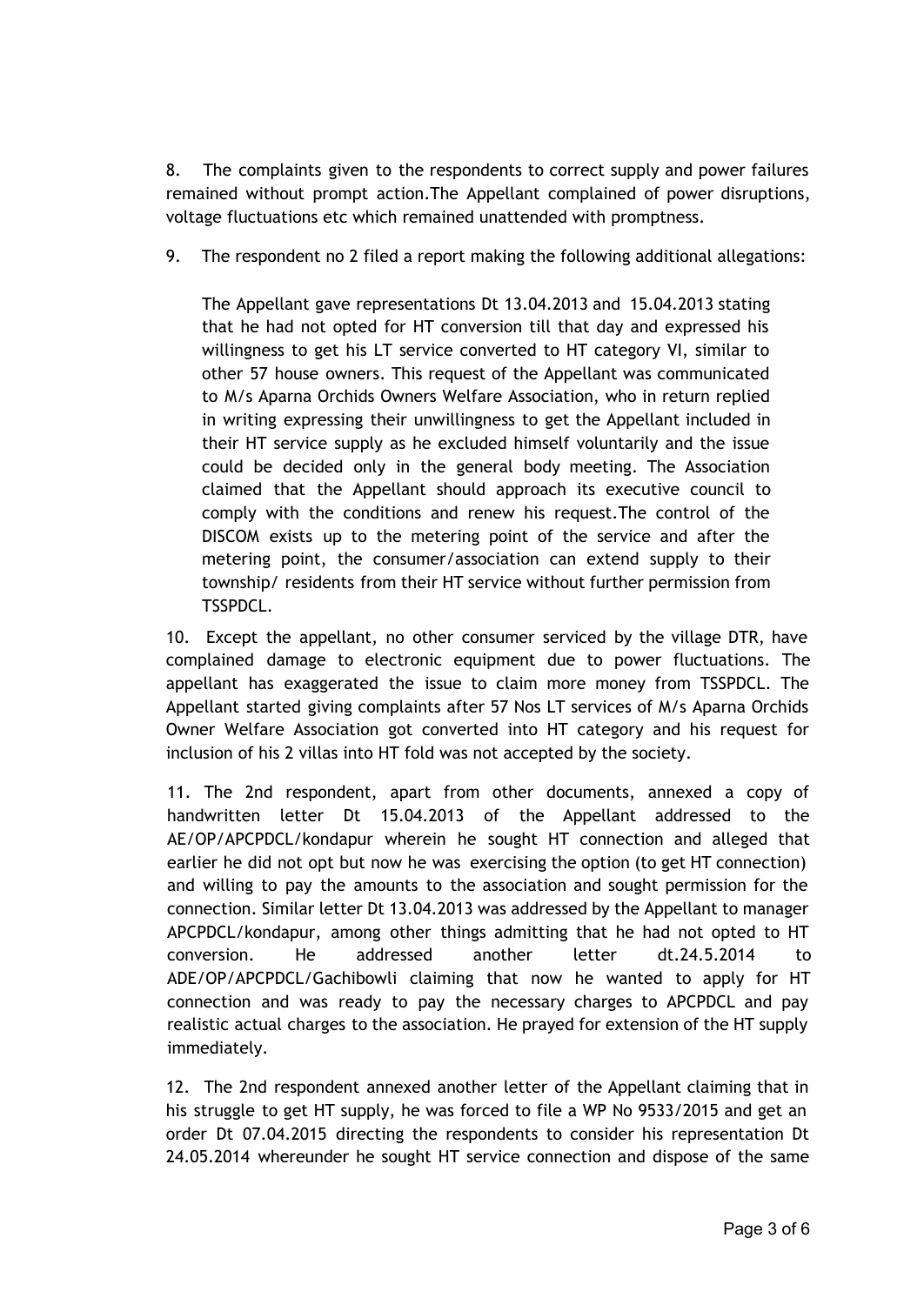8. The complaints given to the respondents to correct supply and power failures remained without prompt action.The Appellant complained of power disruptions, voltage fluctuations etc which remained unattended with promptness.

9. The respondent no 2 filed a report making the following additional allegations:

> The Appellant gave representations Dt 13.04.2013 and 15.04.2013 stating that he had not opted for HT conversion till that day and expressed his willingness to get his LT service converted to HT category VI, similar to other 57 house owners. This request of the Appellant was communicated to M/s Aparna Orchids Owners Welfare Association, who in return replied in writing expressing their unwillingness to get the Appellant included in their HT service supply as he excluded himself voluntarily and the issue could be decided only in the general body meeting. The Association claimed that the Appellant should approach its executive council to comply with the conditions and renew his request.The control of the DISCOM exists up to the metering point of the service and after the metering point, the consumer/association can extend supply to their township/ residents from their HT service without further permission from TSSPDCL.

10. Except the appellant, no other consumer serviced by the village DTR, have complained damage to electronic equipment due to power fluctuations. The appellant has exaggerated the issue to claim more money from TSSPDCL. The Appellant started giving complaints after 57 Nos LT services of M/s Aparna Orchids Owner Welfare Association got converted into HT category and his request for inclusion of his 2 villas into HT fold was not accepted by the society.

11. The 2nd respondent, apart from other documents, annexed a copy of handwritten letter Dt 15.04.2013 of the Appellant addressed to the AE/OP/APCPDCL/kondapur wherein he sought HT connection and alleged that earlier he did not opt but now he was exercising the option (to get HT connection) and willing to pay the amounts to the association and sought permission for the connection. Similar letter Dt 13.04.2013 was addressed by the Appellant to manager APCPDCL/kondapur, among other things admitting that he had not opted to HT conversion. He addressed another letter dt.24.5.2014 to ADE/OP/APCPDCL/Gachibowli claiming that now he wanted to apply for HT connection and was ready to pay the necessary charges to APCPDCL and pay realistic actual charges to the association. He prayed for extension of the HT supply immediately.

12. The 2nd respondent annexed another letter of the Appellant claiming that in his struggle to get HT supply, he was forced to file a WP No 9533/2015 and get an order Dt 07.04.2015 directing the respondents to consider his representation Dt 24.05.2014 whereunder he sought HT service connection and dispose of the same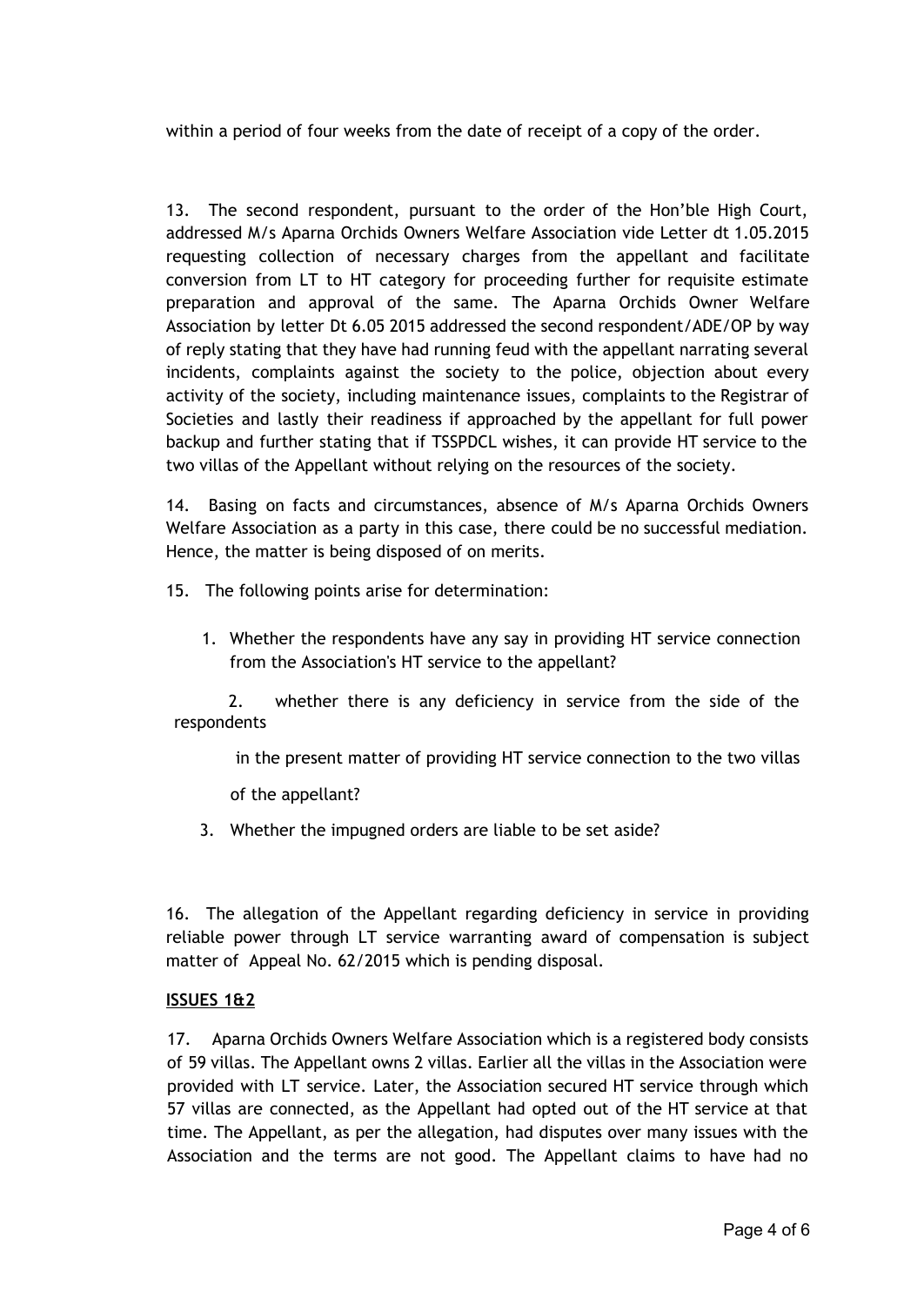within a period of four weeks from the date of receipt of a copy of the order.

13. The second respondent, pursuant to the order of the Hon'ble High Court, addressed M/s Aparna Orchids Owners Welfare Association vide Letter dt 1.05.2015 requesting collection of necessary charges from the appellant and facilitate conversion from LT to HT category for proceeding further for requisite estimate preparation and approval of the same. The Aparna Orchids Owner Welfare Association by letter Dt 6.05 2015 addressed the second respondent/ADE/OP by way of reply stating that they have had running feud with the appellant narrating several incidents, complaints against the society to the police, objection about every activity of the society, including maintenance issues, complaints to the Registrar of Societies and lastly their readiness if approached by the appellant for full power backup and further stating that if TSSPDCL wishes, it can provide HT service to the two villas of the Appellant without relying on the resources of the society.

14. Basing on facts and circumstances, absence of M/s Aparna Orchids Owners Welfare Association as a party in this case, there could be no successful mediation. Hence, the matter is being disposed of on merits.

15. The following points arise for determination:

1. Whether the respondents have any say in providing HT service connection from the Association's HT service to the appellant?
2. whether there is any deficiency in service from the side of the respondents in the present matter of providing HT service connection to the two villas of the appellant?
3. Whether the impugned orders are liable to be set aside?

16. The allegation of the Appellant regarding deficiency in service in providing reliable power through LT service warranting award of compensation is subject matter of Appeal No. 62/2015 which is pending disposal.

**ISSUES 1&2**

17. Aparna Orchids Owners Welfare Association which is a registered body consists of 59 villas. The Appellant owns 2 villas. Earlier all the villas in the Association were provided with LT service. Later, the Association secured HT service through which 57 villas are connected, as the Appellant had opted out of the HT service at that time. The Appellant, as per the allegation, had disputes over many issues with the Association and the terms are not good. The Appellant claims to have had no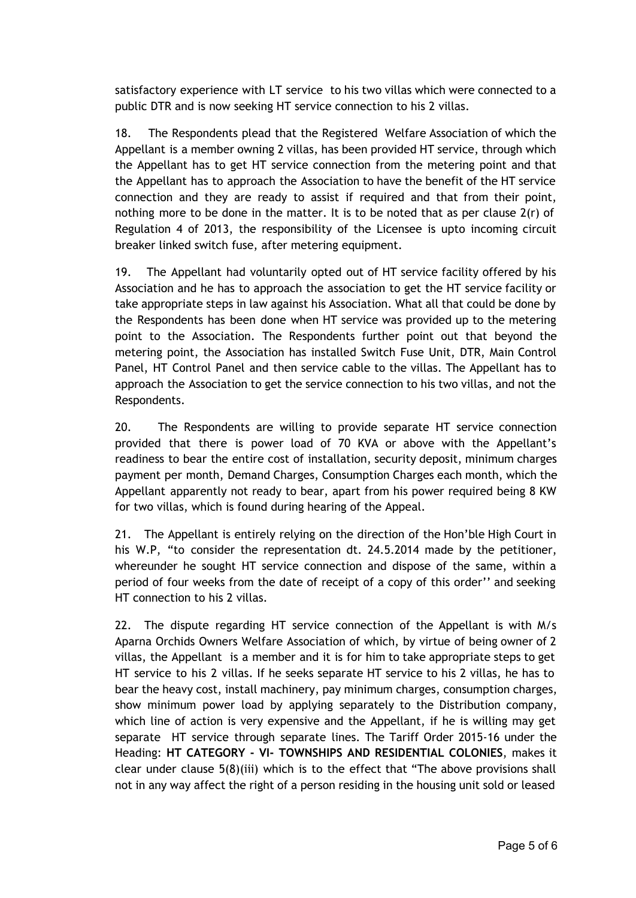satisfactory experience with LT service to his two villas which were connected to a public DTR and is now seeking HT service connection to his 2 villas.

18. The Respondents plead that the Registered Welfare Association of which the Appellant is a member owning 2 villas, has been provided HT service, through which the Appellant has to get HT service connection from the metering point and that the Appellant has to approach the Association to have the benefit of the HT service connection and they are ready to assist if required and that from their point, nothing more to be done in the matter. It is to be noted that as per clause 2(r) of Regulation 4 of 2013, the responsibility of the Licensee is upto incoming circuit breaker linked switch fuse, after metering equipment.

19. The Appellant had voluntarily opted out of HT service facility offered by his Association and he has to approach the association to get the HT service facility or take appropriate steps in law against his Association. What all that could be done by the Respondents has been done when HT service was provided up to the metering point to the Association. The Respondents further point out that beyond the metering point, the Association has installed Switch Fuse Unit, DTR, Main Control Panel, HT Control Panel and then service cable to the villas. The Appellant has to approach the Association to get the service connection to his two villas, and not the Respondents.

20. The Respondents are willing to provide separate HT service connection provided that there is power load of 70 KVA or above with the Appellant's readiness to bear the entire cost of installation, security deposit, minimum charges payment per month, Demand Charges, Consumption Charges each month, which the Appellant apparently not ready to bear, apart from his power required being 8 KW for two villas, which is found during hearing of the Appeal.

21. The Appellant is entirely relying on the direction of the Hon'ble High Court in his W.P, "to consider the representation dt. 24.5.2014 made by the petitioner, whereunder he sought HT service connection and dispose of the same, within a period of four weeks from the date of receipt of a copy of this order'' and seeking HT connection to his 2 villas.

22. The dispute regarding HT service connection of the Appellant is with M/s Aparna Orchids Owners Welfare Association of which, by virtue of being owner of 2 villas, the Appellant is a member and it is for him to take appropriate steps to get HT service to his 2 villas. If he seeks separate HT service to his 2 villas, he has to bear the heavy cost, install machinery, pay minimum charges, consumption charges, show minimum power load by applying separately to the Distribution company, which line of action is very expensive and the Appellant, if he is willing may get separate HT service through separate lines. The Tariff Order 2015-16 under the Heading: **HT CATEGORY - VI- TOWNSHIPS AND RESIDENTIAL COLONIES**, makes it clear under clause 5(8)(iii) which is to the effect that "The above provisions shall not in any way affect the right of a person residing in the housing unit sold or leased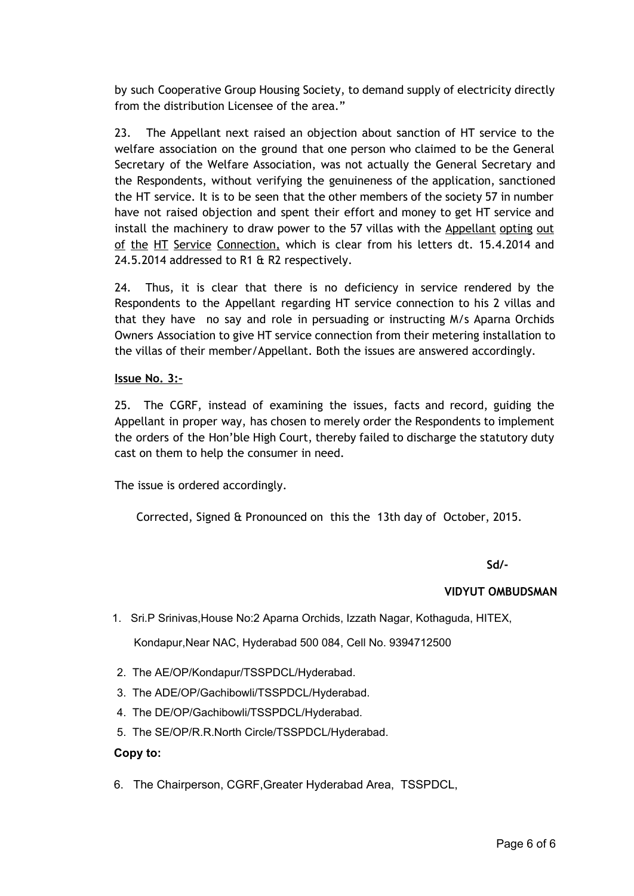by such Cooperative Group Housing Society, to demand supply of electricity directly from the distribution Licensee of the area."

23. The Appellant next raised an objection about sanction of HT service to the welfare association on the ground that one person who claimed to be the General Secretary of the Welfare Association, was not actually the General Secretary and the Respondents, without verifying the genuineness of the application, sanctioned the HT service. It is to be seen that the other members of the society 57 in number have not raised objection and spent their effort and money to get HT service and install the machinery to draw power to the 57 villas with the Appellant opting out of the HT Service Connection, which is clear from his letters dt. 15.4.2014 and 24.5.2014 addressed to R1 & R2 respectively.

24. Thus, it is clear that there is no deficiency in service rendered by the Respondents to the Appellant regarding HT service connection to his 2 villas and that they have no say and role in persuading or instructing M/s Aparna Orchids Owners Association to give HT service connection from their metering installation to the villas of their member/Appellant. Both the issues are answered accordingly.

**Issue No. 3:-**

25. The CGRF, instead of examining the issues, facts and record, guiding the Appellant in proper way, has chosen to merely order the Respondents to implement the orders of the Hon'ble High Court, thereby failed to discharge the statutory duty cast on them to help the consumer in need.

The issue is ordered accordingly.

Corrected, Signed & Pronounced on this the 13th day of October, 2015.

**Sd/-**

**VIDYUT OMBUDSMAN**

1. Sri.P Srinivas,House No:2 Aparna Orchids, Izzath Nagar, Kothaguda, HITEX, Kondapur,Near NAC, Hyderabad 500 084, Cell No. 9394712500
2. The AE/OP/Kondapur/TSSPDCL/Hyderabad.
3. The ADE/OP/Gachibowli/TSSPDCL/Hyderabad.
4. The DE/OP/Gachibowli/TSSPDCL/Hyderabad.
5. The SE/OP/R.R.North Circle/TSSPDCL/Hyderabad.

**Copy to:**

6. The Chairperson, CGRF,Greater Hyderabad Area, TSSPDCL,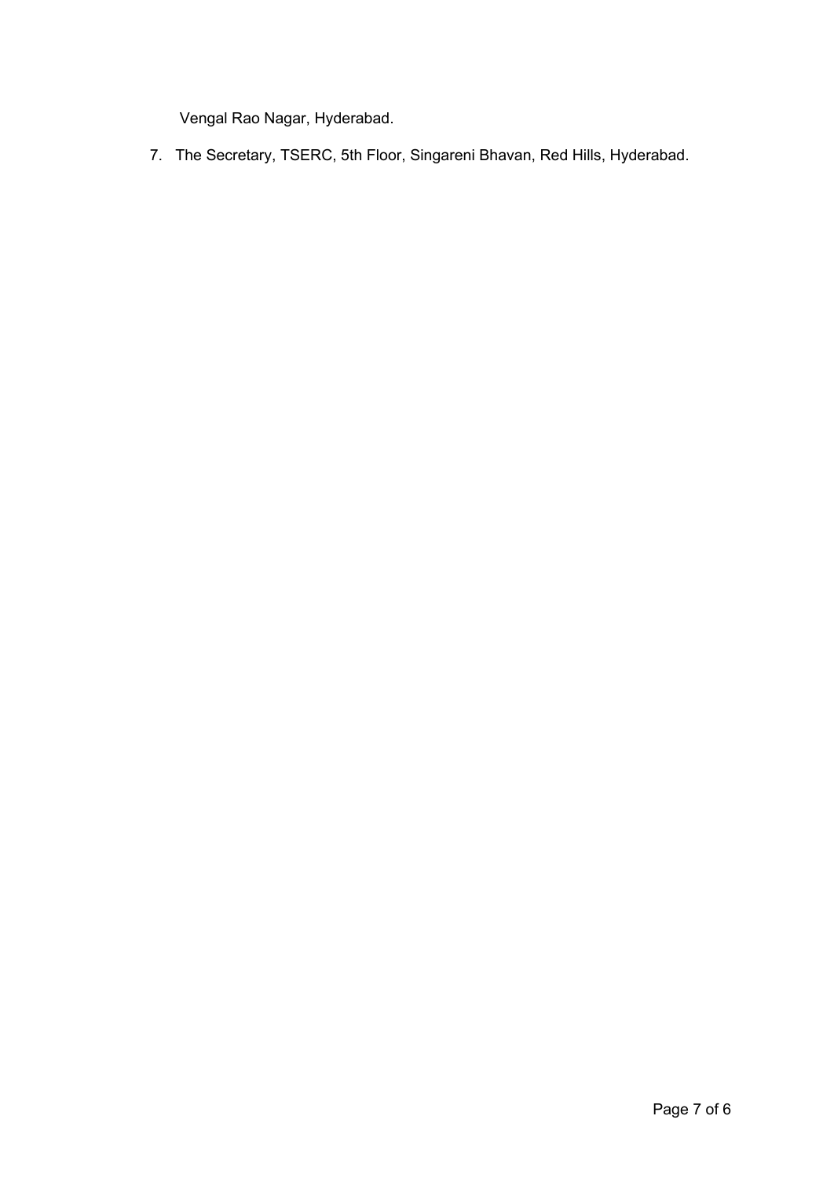Vengal Rao Nagar, Hyderabad.

7. The Secretary, TSERC, 5th Floor, Singareni Bhavan, Red Hills, Hyderabad.